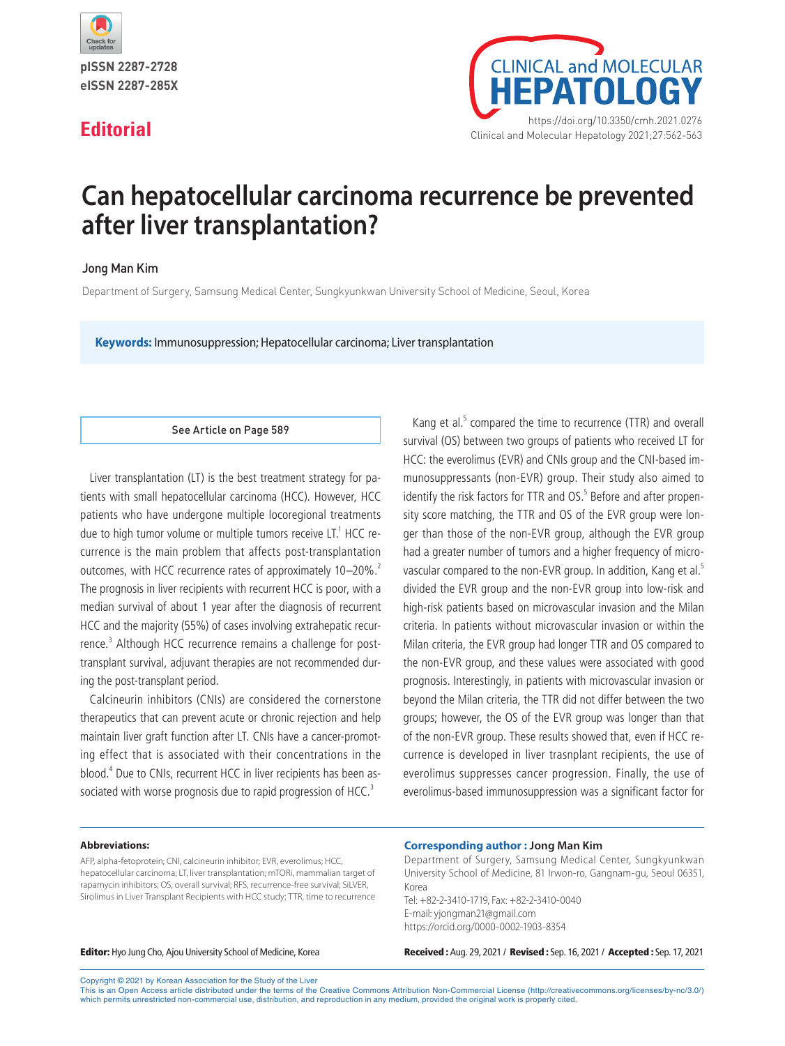pISSN 2287-2728
eISSN 2287-285X

## Editorial

https://doi.org/10.3350/cmh.2021.0276

# Can hepatocellular carcinoma recurrence be prevented after liver transplantation?

Jong Man Kim

Department of Surgery, Samsung Medical Center, Sungkyunkwan University School of Medicine, Seoul, Korea

**Keywords:** Immunosuppression; Hepatocellular carcinoma; Liver transplantation

See Article on Page 589

Liver transplantation (LT) is the best treatment strategy for patients with small hepatocellular carcinoma (HCC). However, HCC patients who have undergone multiple locoregional treatments due to high tumor volume or multiple tumors receive LT.[1] HCC recurrence is the main problem that affects post-transplantation outcomes, with HCC recurrence rates of approximately 10–20%.[2] The prognosis in liver recipients with recurrent HCC is poor, with a median survival of about 1 year after the diagnosis of recurrent HCC and the majority (55%) of cases involving extrahepatic recurrence.[3] Although HCC recurrence remains a challenge for post-transplant survival, adjuvant therapies are not recommended during the post-transplant period.

Calcineurin inhibitors (CNIs) are considered the cornerstone therapeutics that can prevent acute or chronic rejection and help maintain liver graft function after LT. CNIs have a cancer-promoting effect that is associated with their concentrations in the blood.[4] Due to CNIs, recurrent HCC in liver recipients has been associated with worse prognosis due to rapid progression of HCC.[3]

Kang et al.[5] compared the time to recurrence (TTR) and overall survival (OS) between two groups of patients who received LT for HCC: the everolimus (EVR) and CNIs group and the CNI-based immunosuppressants (non-EVR) group. Their study also aimed to identify the risk factors for TTR and OS.[5] Before and after propensity score matching, the TTR and OS of the EVR group were longer than those of the non-EVR group, although the EVR group had a greater number of tumors and a higher frequency of microvascular compared to the non-EVR group. In addition, Kang et al.[5] divided the EVR group and the non-EVR group into low-risk and high-risk patients based on microvascular invasion and the Milan criteria. In patients without microvascular invasion or within the Milan criteria, the EVR group had longer TTR and OS compared to the non-EVR group, and these values were associated with good prognosis. Interestingly, in patients with microvascular invasion or beyond the Milan criteria, the TTR did not differ between the two groups; however, the OS of the EVR group was longer than that of the non-EVR group. These results showed that, even if HCC recurrence is developed in liver trasnplant recipients, the use of everolimus suppresses cancer progression. Finally, the use of everolimus-based immunosuppression was a significant factor for

**Abbreviations:**

AFP, alpha-fetoprotein; CNI, calcineurin inhibitor; EVR, everolimus; HCC, hepatocellular carcinoma; LT, liver transplantation; mTORi, mammalian target of rapamycin inhibitors; OS, overall survival; RFS, recurrence-free survival; SiLVER, Sirolimus in Liver Transplant Recipients with HCC study; TTR, time to recurrence

**Corresponding author : Jong Man Kim**

Department of Surgery, Samsung Medical Center, Sungkyunkwan University School of Medicine, 81 Irwon-ro, Gangnam-gu, Seoul 06351, Korea
Tel: +82-2-3410-1719, Fax: +82-2-3410-0040
E-mail: yjongman21@gmail.com
https://orcid.org/0000-0002-1903-8354

**Editor:** Hyo Jung Cho, Ajou University School of Medicine, Korea

**Received :** Aug. 29, 2021 / **Revised :** Sep. 16, 2021 / **Accepted :** Sep. 17, 2021

Copyright © 2021 by Korean Association for the Study of the Liver
This is an Open Access article distributed under the terms of the Creative Commons Attribution Non-Commercial License (http://creativecommons.org/licenses/by-nc/3.0/) which permits unrestricted non-commercial use, distribution, and reproduction in any medium, provided the original work is properly cited.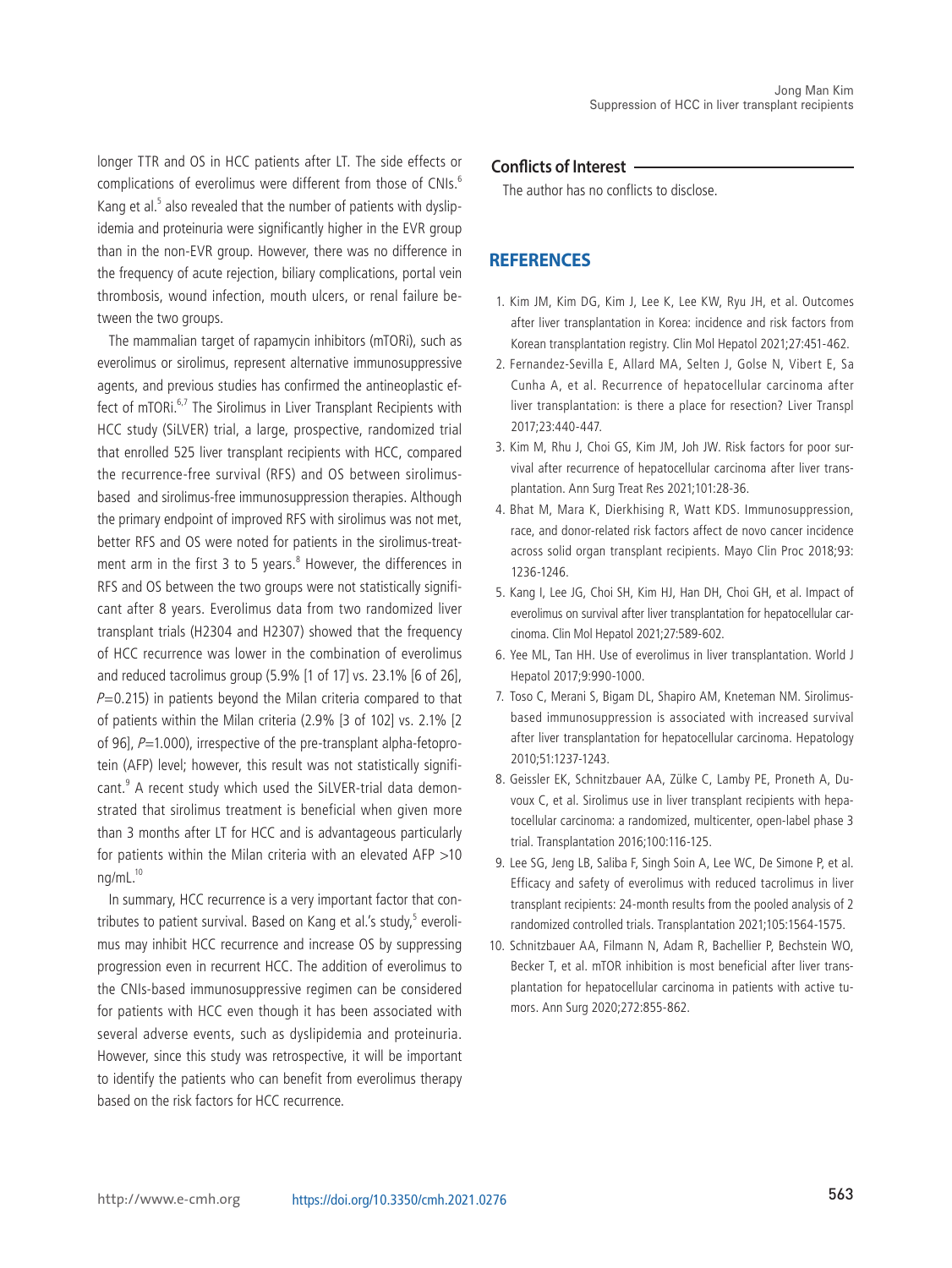longer TTR and OS in HCC patients after LT. The side effects or complications of everolimus were different from those of CNIs.[6] Kang et al.[5] also revealed that the number of patients with dyslipidemia and proteinuria were significantly higher in the EVR group than in the non-EVR group. However, there was no difference in the frequency of acute rejection, biliary complications, portal vein thrombosis, wound infection, mouth ulcers, or renal failure between the two groups.

The mammalian target of rapamycin inhibitors (mTORi), such as everolimus or sirolimus, represent alternative immunosuppressive agents, and previous studies has confirmed the antineoplastic effect of mTORi.[6,7] The Sirolimus in Liver Transplant Recipients with HCC study (SiLVER) trial, a large, prospective, randomized trial that enrolled 525 liver transplant recipients with HCC, compared the recurrence-free survival (RFS) and OS between sirolimus-based and sirolimus-free immunosuppression therapies. Although the primary endpoint of improved RFS with sirolimus was not met, better RFS and OS were noted for patients in the sirolimus-treatment arm in the first 3 to 5 years.[8] However, the differences in RFS and OS between the two groups were not statistically significant after 8 years. Everolimus data from two randomized liver transplant trials (H2304 and H2307) showed that the frequency of HCC recurrence was lower in the combination of everolimus and reduced tacrolimus group (5.9% [1 of 17] vs. 23.1% [6 of 26], $P$=0.215) in patients beyond the Milan criteria compared to that of patients within the Milan criteria (2.9% [3 of 102] vs. 2.1% [2 of 96], $P$=1.000), irrespective of the pre-transplant alpha-fetoprotein (AFP) level; however, this result was not statistically significant.[9] A recent study which used the SiLVER-trial data demonstrated that sirolimus treatment is beneficial when given more than 3 months after LT for HCC and is advantageous particularly for patients within the Milan criteria with an elevated AFP >10 ng/mL.[10]

In summary, HCC recurrence is a very important factor that contributes to patient survival. Based on Kang et al.'s study,[5] everolimus may inhibit HCC recurrence and increase OS by suppressing progression even in recurrent HCC. The addition of everolimus to the CNIs-based immunosuppressive regimen can be considered for patients with HCC even though it has been associated with several adverse events, such as dyslipidemia and proteinuria. However, since this study was retrospective, it will be important to identify the patients who can benefit from everolimus therapy based on the risk factors for HCC recurrence.

## Conflicts of Interest

The author has no conflicts to disclose.

## REFERENCES

1. Kim JM, Kim DG, Kim J, Lee K, Lee KW, Ryu JH, et al. Outcomes after liver transplantation in Korea: incidence and risk factors from Korean transplantation registry. Clin Mol Hepatol 2021;27:451-462.
2. Fernandez-Sevilla E, Allard MA, Selten J, Golse N, Vibert E, Sa Cunha A, et al. Recurrence of hepatocellular carcinoma after liver transplantation: is there a place for resection? Liver Transpl 2017;23:440-447.
3. Kim M, Rhu J, Choi GS, Kim JM, Joh JW. Risk factors for poor survival after recurrence of hepatocellular carcinoma after liver transplantation. Ann Surg Treat Res 2021;101:28-36.
4. Bhat M, Mara K, Dierkhising R, Watt KDS. Immunosuppression, race, and donor-related risk factors affect de novo cancer incidence across solid organ transplant recipients. Mayo Clin Proc 2018;93:1236-1246.
5. Kang I, Lee JG, Choi SH, Kim HJ, Han DH, Choi GH, et al. Impact of everolimus on survival after liver transplantation for hepatocellular carcinoma. Clin Mol Hepatol 2021;27:589-602.
6. Yee ML, Tan HH. Use of everolimus in liver transplantation. World J Hepatol 2017;9:990-1000.
7. Toso C, Merani S, Bigam DL, Shapiro AM, Kneteman NM. Sirolimus-based immunosuppression is associated with increased survival after liver transplantation for hepatocellular carcinoma. Hepatology 2010;51:1237-1243.
8. Geissler EK, Schnitzbauer AA, Zülke C, Lamby PE, Proneth A, Duvoux C, et al. Sirolimus use in liver transplant recipients with hepatocellular carcinoma: a randomized, multicenter, open-label phase 3 trial. Transplantation 2016;100:116-125.
9. Lee SG, Jeng LB, Saliba F, Singh Soin A, Lee WC, De Simone P, et al. Efficacy and safety of everolimus with reduced tacrolimus in liver transplant recipients: 24-month results from the pooled analysis of 2 randomized controlled trials. Transplantation 2021;105:1564-1575.
10. Schnitzbauer AA, Filmann N, Adam R, Bachellier P, Bechstein WO, Becker T, et al. mTOR inhibition is most beneficial after liver transplantation for hepatocellular carcinoma in patients with active tumors. Ann Surg 2020;272:855-862.